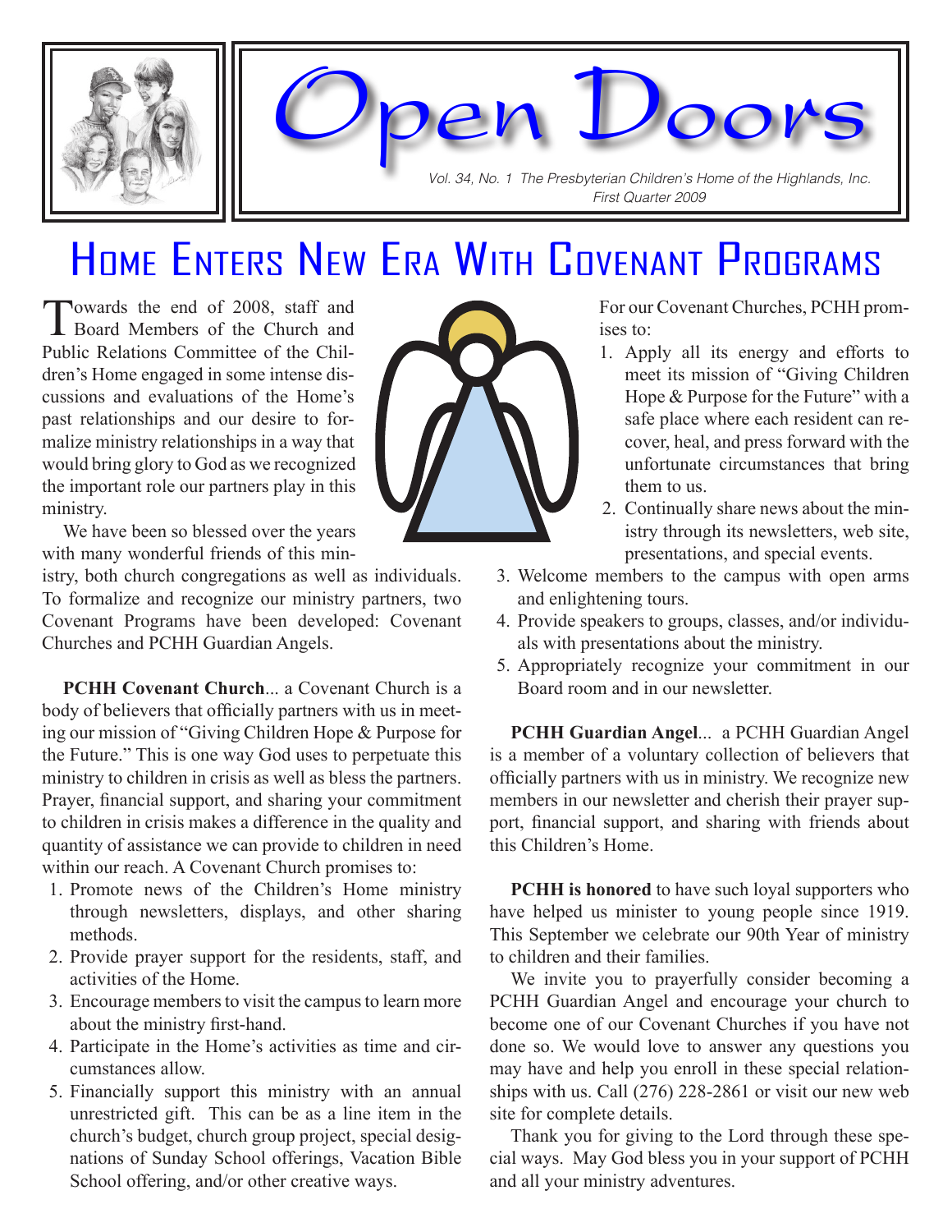# Open Doors

*Vol. 34, No. 1 The Presbyterian Children's Home of the Highlands, Inc.*
*First Quarter 2009*

## Home Enters New Era With Covenant Programs

Towards the end of 2008, staff and Board Members of the Church and Public Relations Committee of the Children's Home engaged in some intense discussions and evaluations of the Home's past relationships and our desire to formalize ministry relationships in a way that would bring glory to God as we recognized the important role our partners play in this ministry.

We have been so blessed over the years with many wonderful friends of this ministry, both church congregations as well as individuals. To formalize and recognize our ministry partners, two Covenant Programs have been developed: Covenant Churches and PCHH Guardian Angels.

**PCHH Covenant Church**... a Covenant Church is a body of believers that officially partners with us in meeting our mission of "Giving Children Hope & Purpose for the Future." This is one way God uses to perpetuate this ministry to children in crisis as well as bless the partners. Prayer, financial support, and sharing your commitment to children in crisis makes a difference in the quality and quantity of assistance we can provide to children in need within our reach. A Covenant Church promises to:

1. Promote news of the Children's Home ministry through newsletters, displays, and other sharing methods.
2. Provide prayer support for the residents, staff, and activities of the Home.
3. Encourage members to visit the campus to learn more about the ministry first-hand.
4. Participate in the Home's activities as time and circumstances allow.
5. Financially support this ministry with an annual unrestricted gift. This can be as a line item in the church's budget, church group project, special designations of Sunday School offerings, Vacation Bible School offering, and/or other creative ways.

For our Covenant Churches, PCHH promises to:

1. Apply all its energy and efforts to meet its mission of "Giving Children Hope & Purpose for the Future" with a safe place where each resident can recover, heal, and press forward with the unfortunate circumstances that bring them to us.
2. Continually share news about the ministry through its newsletters, web site, presentations, and special events.
3. Welcome members to the campus with open arms and enlightening tours.
4. Provide speakers to groups, classes, and/or individuals with presentations about the ministry.
5. Appropriately recognize your commitment in our Board room and in our newsletter.

**PCHH Guardian Angel**... a PCHH Guardian Angel is a member of a voluntary collection of believers that officially partners with us in ministry. We recognize new members in our newsletter and cherish their prayer support, financial support, and sharing with friends about this Children's Home.

**PCHH is honored** to have such loyal supporters who have helped us minister to young people since 1919. This September we celebrate our 90th Year of ministry to children and their families.

We invite you to prayerfully consider becoming a PCHH Guardian Angel and encourage your church to become one of our Covenant Churches if you have not done so. We would love to answer any questions you may have and help you enroll in these special relationships with us. Call (276) 228-2861 or visit our new web site for complete details.

Thank you for giving to the Lord through these special ways. May God bless you in your support of PCHH and all your ministry adventures.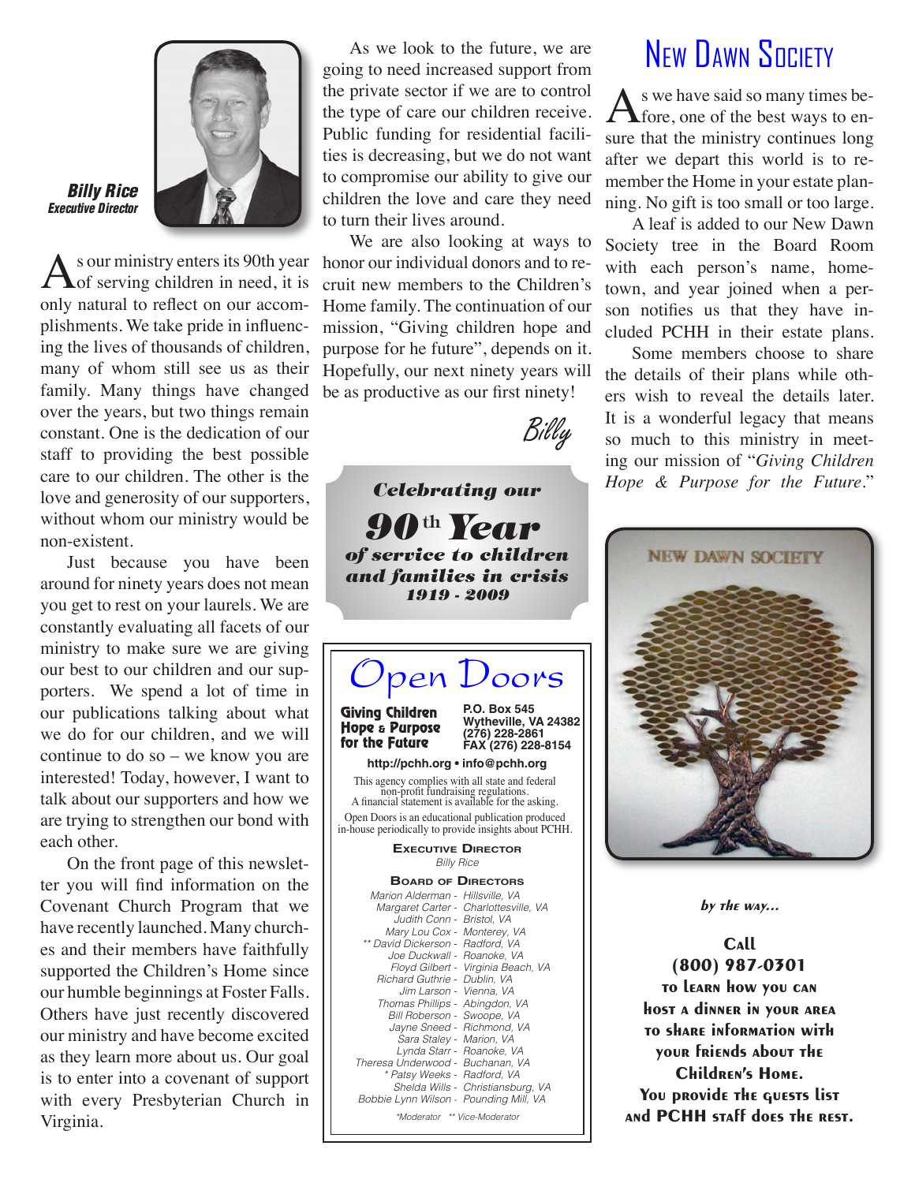**Billy Rice**
*Executive Director*

As our ministry enters its 90th year of serving children in need, it is only natural to reflect on our accomplishments. We take pride in influencing the lives of thousands of children, many of whom still see us as their family. Many things have changed over the years, but two things remain constant. One is the dedication of our staff to providing the best possible care to our children. The other is the love and generosity of our supporters, without whom our ministry would be non-existent.

Just because you have been around for ninety years does not mean you get to rest on your laurels. We are constantly evaluating all facets of our ministry to make sure we are giving our best to our children and our supporters. We spend a lot of time in our publications talking about what we do for our children, and we will continue to do so – we know you are interested! Today, however, I want to talk about our supporters and how we are trying to strengthen our bond with each other.

On the front page of this newsletter you will find information on the Covenant Church Program that we have recently launched. Many churches and their members have faithfully supported the Children's Home since our humble beginnings at Foster Falls. Others have just recently discovered our ministry and have become excited as they learn more about us. Our goal is to enter into a covenant of support with every Presbyterian Church in Virginia.

As we look to the future, we are going to need increased support from the private sector if we are to control the type of care our children receive. Public funding for residential facilities is decreasing, but we do not want to compromise our ability to give our children the love and care they need to turn their lives around.

We are also looking at ways to honor our individual donors and to recruit new members to the Children's Home family. The continuation of our mission, "Giving children hope and purpose for he future", depends on it. Hopefully, our next ninety years will be as productive as our first ninety!

*Billy*

***Celebrating our***
***90th Year***
***of service to children and families in crisis***
***1919 - 2009***

# Open Doors

**Giving Children Hope & Purpose for the Future**

**P.O. Box 545**
**Wytheville, VA 24382**
**(276) 228-2861**
**FAX (276) 228-8154**

**http://pchh.org • info@pchh.org**

This agency complies with all state and federal non-profit fundraising regulations.
A financial statement is available for the asking.

Open Doors is an educational publication produced in-house periodically to provide insights about PCHH.

**Executive Director**
*Billy Rice*

**Board of Directors**
*Marion Alderman - Hillsville, VA*
*Margaret Carter - Charlottesville, VA*
*Judith Conn - Bristol, VA*
*Mary Lou Cox - Monterey, VA*
*\*\* David Dickerson - Radford, VA*
*Joe Duckwall - Roanoke, VA*
*Floyd Gilbert - Virginia Beach, VA*
*Richard Guthrie - Dublin, VA*
*Jim Larson - Vienna, VA*
*Thomas Phillips - Abingdon, VA*
*Bill Roberson - Swoope, VA*
*Jayne Sneed - Richmond, VA*
*Sara Staley - Marion, VA*
*Lynda Starr - Roanoke, VA*
*Theresa Underwood - Buchanan, VA*
*\* Patsy Weeks - Radford, VA*
*Shelda Wills - Christiansburg, VA*
*Bobbie Lynn Wilson - Pounding Mill, VA*

*\*Moderator \*\* Vice-Moderator*

# New Dawn Society

As we have said so many times before, one of the best ways to ensure that the ministry continues long after we depart this world is to remember the Home in your estate planning. No gift is too small or too large.

A leaf is added to our New Dawn Society tree in the Board Room with each person's name, hometown, and year joined when a person notifies us that they have included PCHH in their estate plans.

Some members choose to share the details of their plans while others wish to reveal the details later. It is a wonderful legacy that means so much to this ministry in meeting our mission of "*Giving Children Hope & Purpose for the Future*."

*by the way...*

**Call**
**(800) 987-0301**
**to learn how you can host a dinner in your area to share information with your friends about the Children's Home.**
**You provide the guests list and PCHH staff does the rest.**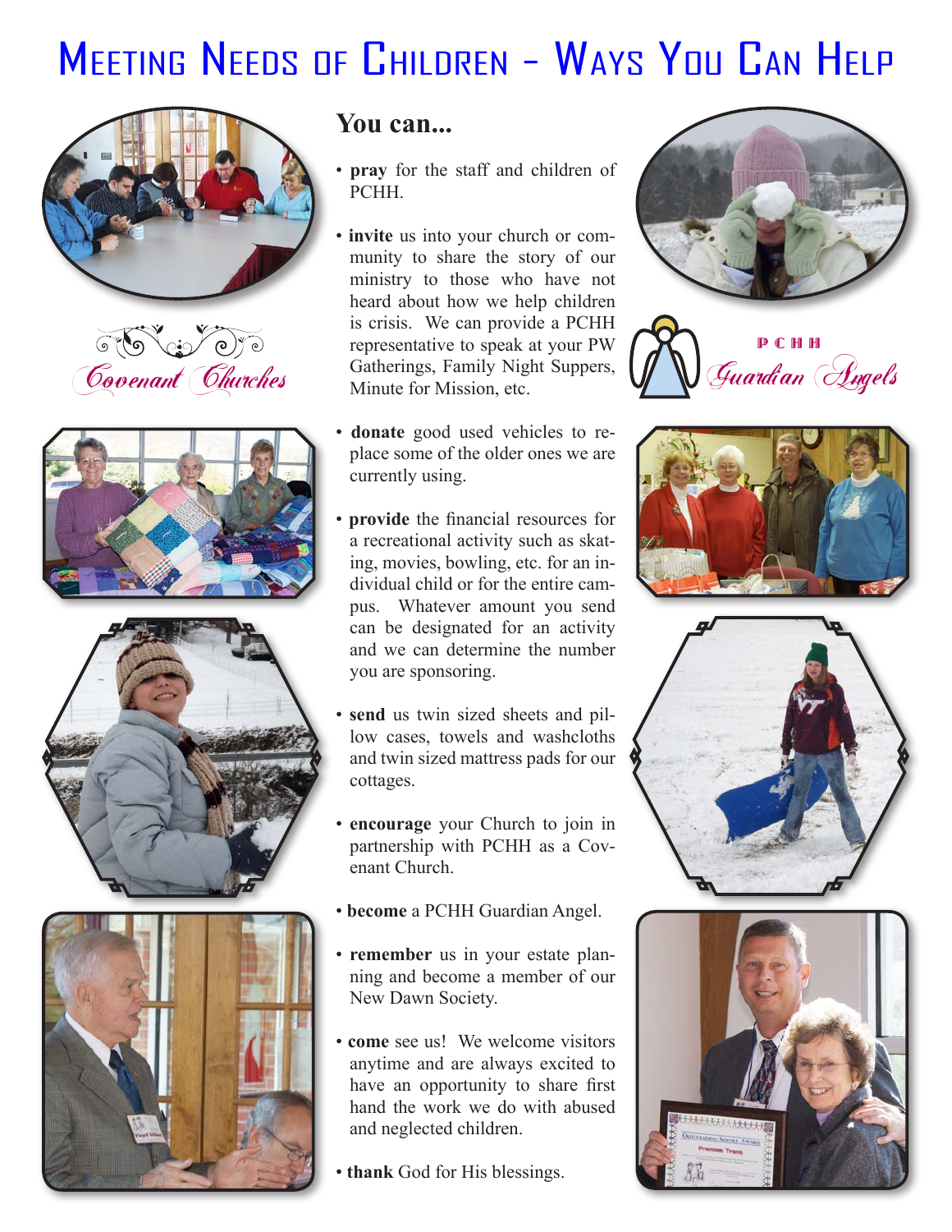# Meeting Needs of Children - Ways You Can Help

Covenant Churches

PCHH Guardian Angels

## You can...

- **pray** for the staff and children of PCHH.
- **invite** us into your church or community to share the story of our ministry to those who have not heard about how we help children is crisis. We can provide a PCHH representative to speak at your PW Gatherings, Family Night Suppers, Minute for Mission, etc.
- **donate** good used vehicles to replace some of the older ones we are currently using.
- **provide** the financial resources for a recreational activity such as skating, movies, bowling, etc. for an individual child or for the entire campus. Whatever amount you send can be designated for an activity and we can determine the number you are sponsoring.
- **send** us twin sized sheets and pillow cases, towels and washcloths and twin sized mattress pads for our cottages.
- **encourage** your Church to join in partnership with PCHH as a Covenant Church.
- **become** a PCHH Guardian Angel.
- **remember** us in your estate planning and become a member of our New Dawn Society.
- **come** see us! We welcome visitors anytime and are always excited to have an opportunity to share first hand the work we do with abused and neglected children.
- **thank** God for His blessings.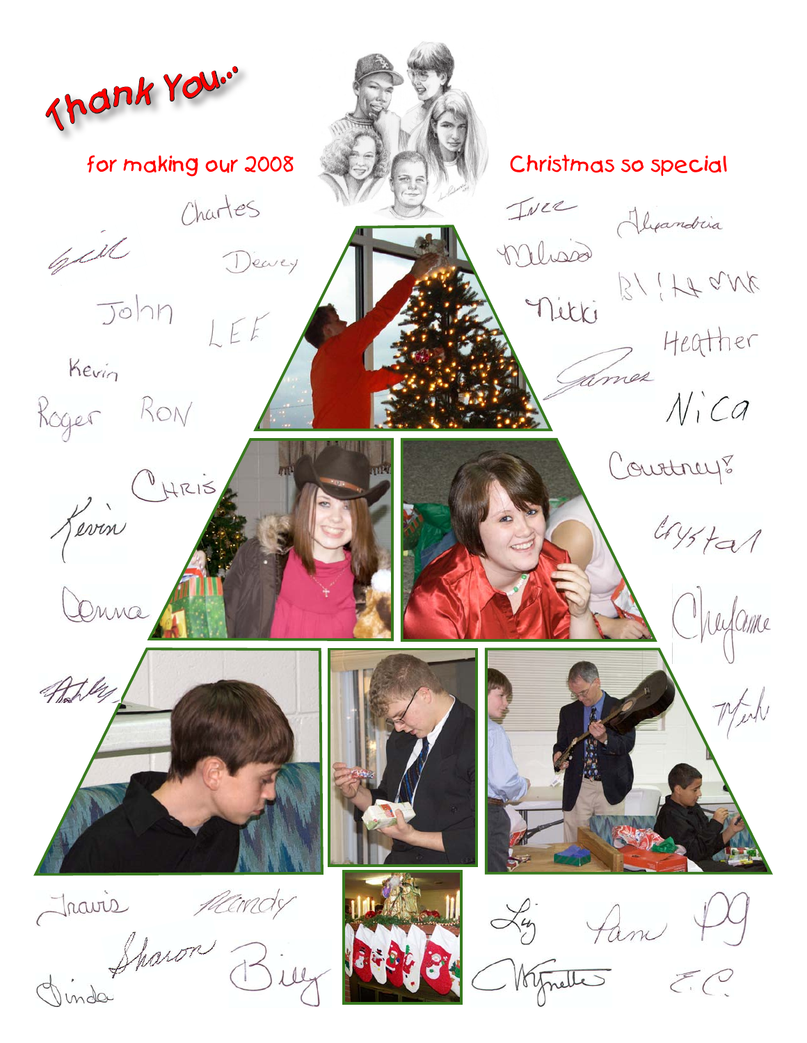# Thank You...

for making our 2008 Christmas so special

Charles
Gail
Dewey
John
LEE
Kevin
Roger
RON
CHRIS
Kevin
Donna
Ashley
Inez
Alexandria
Melissa
Brittany
Nikki
Heather
James
Nica
Courtney
Crystal
Chefanne
Mark
Travis
Mandy
Sharon
Billy
Linda
Liz
Pam
PG
Wynelle
E.C.